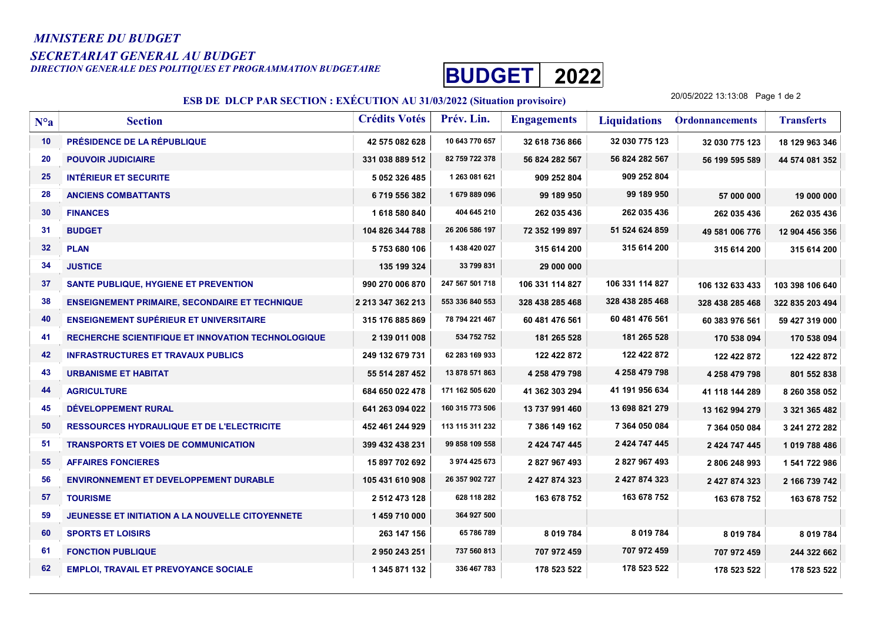*MINISTERE DU BUDGET*

*SECRETARIAT GENERAL AU BUDGET*

*DIRECTION GENERALE DES POLITIQUES ET PROGRAMMATION BUDGETAIRE*

**BUDGET 2022**

**ESB DE DLCP PAR SECTION : EXÉCUTION AU 31/03/2022 (Situation provisoire)**

20/05/2022 13:13:08

| N°a | Section | Crédits Votés | Prév. Lin. | Engagements | Liquidations | Ordonnancements | Transferts |
|---|---|---|---|---|---|---|---|
| 10 | PRÉSIDENCE DE LA RÉPUBLIQUE | 42 575 082 628 | 10 643 770 657 | 32 618 736 866 | 32 030 775 123 | 32 030 775 123 | 18 129 963 346 |
| 20 | POUVOIR JUDICIAIRE | 331 038 889 512 | 82 759 722 378 | 56 824 282 567 | 56 824 282 567 | 56 199 595 589 | 44 574 081 352 |
| 25 | INTÉRIEUR ET SECURITE | 5 052 326 485 | 1 263 081 621 | 909 252 804 | 909 252 804 | | |
| 28 | ANCIENS COMBATTANTS | 6 719 556 382 | 1 679 889 096 | 99 189 950 | 99 189 950 | 57 000 000 | 19 000 000 |
| 30 | FINANCES | 1 618 580 840 | 404 645 210 | 262 035 436 | 262 035 436 | 262 035 436 | 262 035 436 |
| 31 | BUDGET | 104 826 344 788 | 26 206 586 197 | 72 352 199 897 | 51 524 624 859 | 49 581 006 776 | 12 904 456 356 |
| 32 | PLAN | 5 753 680 106 | 1 438 420 027 | 315 614 200 | 315 614 200 | 315 614 200 | 315 614 200 |
| 34 | JUSTICE | 135 199 324 | 33 799 831 | 29 000 000 | | | |
| 37 | SANTE PUBLIQUE, HYGIENE ET PREVENTION | 990 270 006 870 | 247 567 501 718 | 106 331 114 827 | 106 331 114 827 | 106 132 633 433 | 103 398 106 640 |
| 38 | ENSEIGNEMENT PRIMAIRE, SECONDAIRE ET TECHNIQUE | 2 213 347 362 213 | 553 336 840 553 | 328 438 285 468 | 328 438 285 468 | 328 438 285 468 | 322 835 203 494 |
| 40 | ENSEIGNEMENT SUPÉRIEUR ET UNIVERSITAIRE | 315 176 885 869 | 78 794 221 467 | 60 481 476 561 | 60 481 476 561 | 60 383 976 561 | 59 427 319 000 |
| 41 | RECHERCHE SCIENTIFIQUE ET INNOVATION TECHNOLOGIQUE | 2 139 011 008 | 534 752 752 | 181 265 528 | 181 265 528 | 170 538 094 | 170 538 094 |
| 42 | INFRASTRUCTURES ET TRAVAUX PUBLICS | 249 132 679 731 | 62 283 169 933 | 122 422 872 | 122 422 872 | 122 422 872 | 122 422 872 |
| 43 | URBANISME ET HABITAT | 55 514 287 452 | 13 878 571 863 | 4 258 479 798 | 4 258 479 798 | 4 258 479 798 | 801 552 838 |
| 44 | AGRICULTURE | 684 650 022 478 | 171 162 505 620 | 41 362 303 294 | 41 191 956 634 | 41 118 144 289 | 8 260 358 052 |
| 45 | DÉVELOPPEMENT RURAL | 641 263 094 022 | 160 315 773 506 | 13 737 991 460 | 13 698 821 279 | 13 162 994 279 | 3 321 365 482 |
| 50 | RESSOURCES HYDRAULIQUE ET DE L'ELECTRICITE | 452 461 244 929 | 113 115 311 232 | 7 386 149 162 | 7 364 050 084 | 7 364 050 084 | 3 241 272 282 |
| 51 | TRANSPORTS ET VOIES DE COMMUNICATION | 399 432 438 231 | 99 858 109 558 | 2 424 747 445 | 2 424 747 445 | 2 424 747 445 | 1 019 788 486 |
| 55 | AFFAIRES FONCIERES | 15 897 702 692 | 3 974 425 673 | 2 827 967 493 | 2 827 967 493 | 2 806 248 993 | 1 541 722 986 |
| 56 | ENVIRONNEMENT ET DEVELOPPEMENT DURABLE | 105 431 610 908 | 26 357 902 727 | 2 427 874 323 | 2 427 874 323 | 2 427 874 323 | 2 166 739 742 |
| 57 | TOURISME | 2 512 473 128 | 628 118 282 | 163 678 752 | 163 678 752 | 163 678 752 | 163 678 752 |
| 59 | JEUNESSE ET INITIATION A LA NOUVELLE CITOYENNETE | 1 459 710 000 | 364 927 500 | | | | |
| 60 | SPORTS ET LOISIRS | 263 147 156 | 65 786 789 | 8 019 784 | 8 019 784 | 8 019 784 | 8 019 784 |
| 61 | FONCTION PUBLIQUE | 2 950 243 251 | 737 560 813 | 707 972 459 | 707 972 459 | 707 972 459 | 244 322 662 |
| 62 | EMPLOI, TRAVAIL ET PREVOYANCE SOCIALE | 1 345 871 132 | 336 467 783 | 178 523 522 | 178 523 522 | 178 523 522 | 178 523 522 |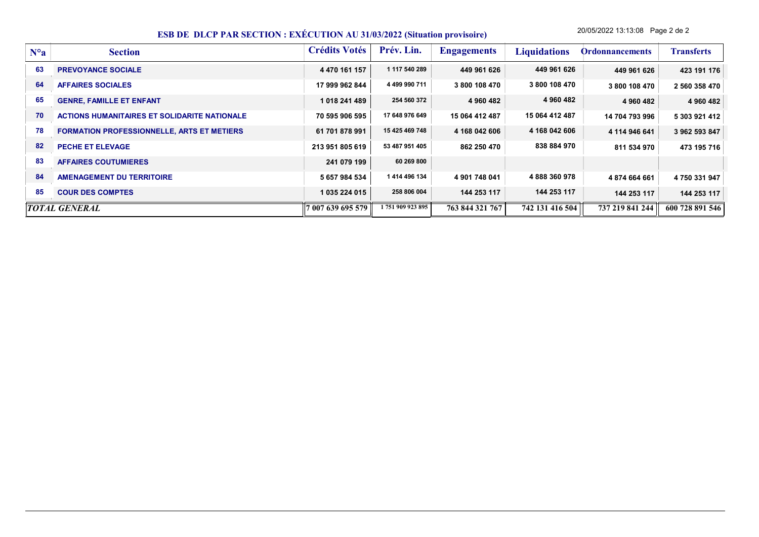## ESB DE DLCP PAR SECTION : EXÉCUTION AU 31/03/2022 (Situation provisoire)

20/05/2022 13:13:08

| N°a | Section | Crédits Votés | Prév. Lin. | Engagements | Liquidations | Ordonnancements | Transferts |
|---|---|---|---|---|---|---|---|
| 63 | PREVOYANCE SOCIALE | 4 470 161 157 | 1 117 540 289 | 449 961 626 | 449 961 626 | 449 961 626 | 423 191 176 |
| 64 | AFFAIRES SOCIALES | 17 999 962 844 | 4 499 990 711 | 3 800 108 470 | 3 800 108 470 | 3 800 108 470 | 2 560 358 470 |
| 65 | GENRE, FAMILLE ET ENFANT | 1 018 241 489 | 254 560 372 | 4 960 482 | 4 960 482 | 4 960 482 | 4 960 482 |
| 70 | ACTIONS HUMANITAIRES ET SOLIDARITE NATIONALE | 70 595 906 595 | 17 648 976 649 | 15 064 412 487 | 15 064 412 487 | 14 704 793 996 | 5 303 921 412 |
| 78 | FORMATION PROFESSIONNELLE, ARTS ET METIERS | 61 701 878 991 | 15 425 469 748 | 4 168 042 606 | 4 168 042 606 | 4 114 946 641 | 3 962 593 847 |
| 82 | PECHE ET ELEVAGE | 213 951 805 619 | 53 487 951 405 | 862 250 470 | 838 884 970 | 811 534 970 | 473 195 716 |
| 83 | AFFAIRES COUTUMIERES | 241 079 199 | 60 269 800 | | | | |
| 84 | AMENAGEMENT DU TERRITOIRE | 5 657 984 534 | 1 414 496 134 | 4 901 748 041 | 4 888 360 978 | 4 874 664 661 | 4 750 331 947 |
| 85 | COUR DES COMPTES | 1 035 224 015 | 258 806 004 | 144 253 117 | 144 253 117 | 144 253 117 | 144 253 117 |
| *TOTAL GENERAL* | | 7 007 639 695 579 | 1 751 909 923 895 | 763 844 321 767 | 742 131 416 504 | 737 219 841 244 | 600 728 891 546 |